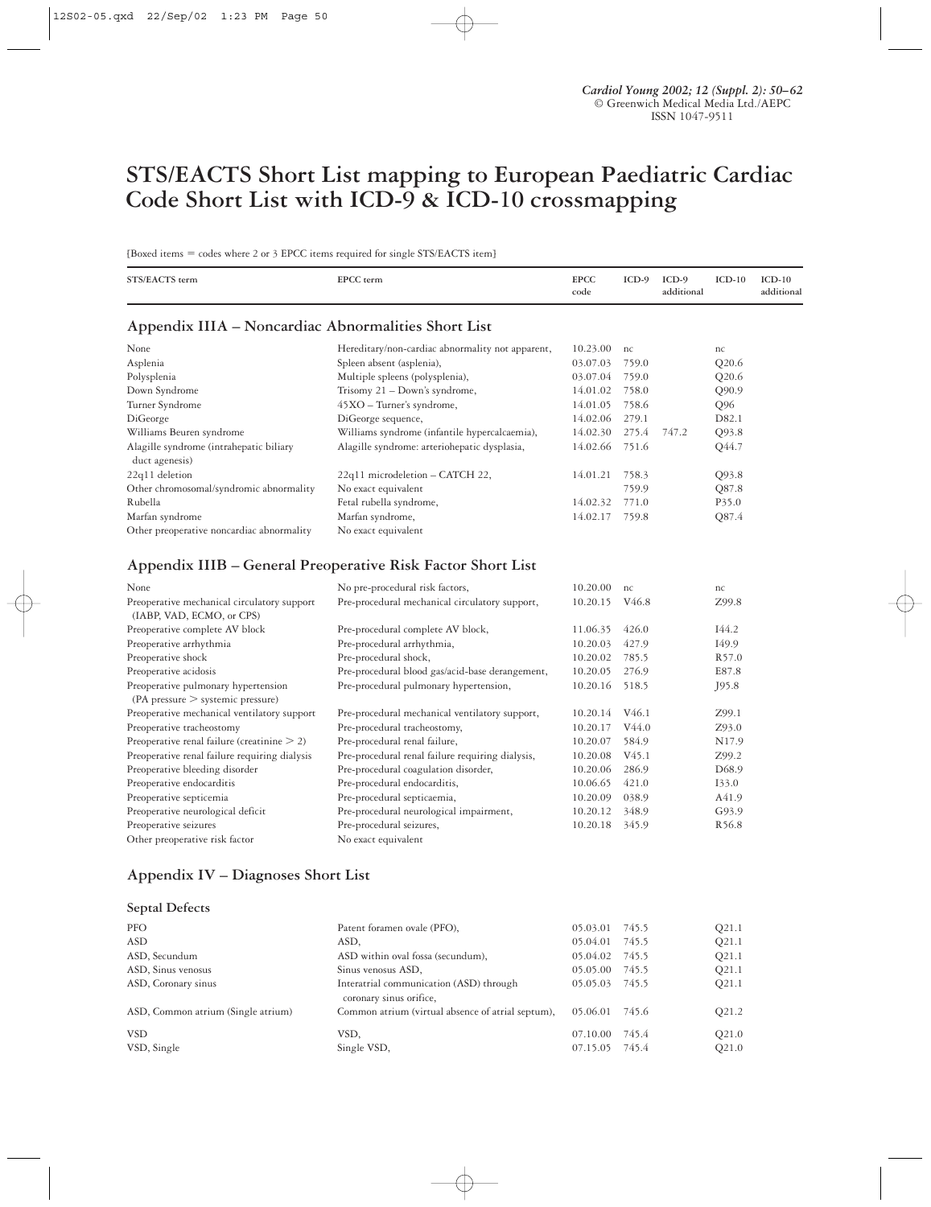# STS/EACTS Short List mapping to European Paediatric Cardiac Code Short List with ICD-9 & ICD-10 crossmapping

[Boxed items = codes where 2 or 3 EPCC items required for single STS/EACTS item]

| STS/EACTS term | EPCC term | EPCC code | ICD-9 | ICD-9 additional | ICD-10 | ICD-10 additional |
|---|---|---|---|---|---|---|

## Appendix IIIA – Noncardiac Abnormalities Short List

| STS/EACTS term | EPCC term | EPCC code | ICD-9 | ICD-9 additional | ICD-10 | ICD-10 additional |
|---|---|---|---|---|---|---|
| None | Hereditary/non-cardiac abnormality not apparent, | 10.23.00 | nc | | nc | |
| Asplenia | Spleen absent (asplenia), | 03.07.03 | 759.0 | | Q20.6 | |
| Polysplenia | Multiple spleens (polysplenia), | 03.07.04 | 759.0 | | Q20.6 | |
| Down Syndrome | Trisomy 21 – Down's syndrome, | 14.01.02 | 758.0 | | Q90.9 | |
| Turner Syndrome | 45XO – Turner's syndrome, | 14.01.05 | 758.6 | | Q96 | |
| DiGeorge | DiGeorge sequence, | 14.02.06 | 279.1 | | D82.1 | |
| Williams Beuren syndrome | Williams syndrome (infantile hypercalcaemia), | 14.02.30 | 275.4 | 747.2 | Q93.8 | |
| Alagille syndrome (intrahepatic biliary duct agenesis) | Alagille syndrome: arteriohepatic dysplasia, | 14.02.66 | 751.6 | | Q44.7 | |
| 22q11 deletion | 22q11 microdeletion – CATCH 22, | 14.01.21 | 758.3 | | Q93.8 | |
| Other chromosomal/syndromic abnormality | No exact equivalent | | 759.9 | | Q87.8 | |
| Rubella | Fetal rubella syndrome, | 14.02.32 | 771.0 | | P35.0 | |
| Marfan syndrome | Marfan syndrome, | 14.02.17 | 759.8 | | Q87.4 | |
| Other preoperative noncardiac abnormality | No exact equivalent | | | | | |

## Appendix IIIB – General Preoperative Risk Factor Short List

| STS/EACTS term | EPCC term | EPCC code | ICD-9 | ICD-9 additional | ICD-10 | ICD-10 additional |
|---|---|---|---|---|---|---|
| None | No pre-procedural risk factors, | 10.20.00 | nc | | nc | |
| Preoperative mechanical circulatory support (IABP, VAD, ECMO, or CPS) | Pre-procedural mechanical circulatory support, | 10.20.15 | V46.8 | | Z99.8 | |
| Preoperative complete AV block | Pre-procedural complete AV block, | 11.06.35 | 426.0 | | I44.2 | |
| Preoperative arrhythmia | Pre-procedural arrhythmia, | 10.20.03 | 427.9 | | I49.9 | |
| Preoperative shock | Pre-procedural shock, | 10.20.02 | 785.5 | | R57.0 | |
| Preoperative acidosis | Pre-procedural blood gas/acid-base derangement, | 10.20.05 | 276.9 | | E87.8 | |
| Preoperative pulmonary hypertension (PA pressure > systemic pressure) | Pre-procedural pulmonary hypertension, | 10.20.16 | 518.5 | | J95.8 | |
| Preoperative mechanical ventilatory support | Pre-procedural mechanical ventilatory support, | 10.20.14 | V46.1 | | Z99.1 | |
| Preoperative tracheostomy | Pre-procedural tracheostomy, | 10.20.17 | V44.0 | | Z93.0 | |
| Preoperative renal failure (creatinine > 2) | Pre-procedural renal failure, | 10.20.07 | 584.9 | | N17.9 | |
| Preoperative renal failure requiring dialysis | Pre-procedural renal failure requiring dialysis, | 10.20.08 | V45.1 | | Z99.2 | |
| Preoperative bleeding disorder | Pre-procedural coagulation disorder, | 10.20.06 | 286.9 | | D68.9 | |
| Preoperative endocarditis | Pre-procedural endocarditis, | 10.06.65 | 421.0 | | I33.0 | |
| Preoperative septicemia | Pre-procedural septicaemia, | 10.20.09 | 038.9 | | A41.9 | |
| Preoperative neurological deficit | Pre-procedural neurological impairment, | 10.20.12 | 348.9 | | G93.9 | |
| Preoperative seizures | Pre-procedural seizures, | 10.20.18 | 345.9 | | R56.8 | |
| Other preoperative risk factor | No exact equivalent | | | | | |

## Appendix IV – Diagnoses Short List

### Septal Defects

| STS/EACTS term | EPCC term | EPCC code | ICD-9 | ICD-9 additional | ICD-10 | ICD-10 additional |
|---|---|---|---|---|---|---|
| PFO | Patent foramen ovale (PFO), | 05.03.01 | 745.5 | | Q21.1 | |
| ASD | ASD, | 05.04.01 | 745.5 | | Q21.1 | |
| ASD, Secundum | ASD within oval fossa (secundum), | 05.04.02 | 745.5 | | Q21.1 | |
| ASD, Sinus venosus | Sinus venosus ASD, | 05.05.00 | 745.5 | | Q21.1 | |
| ASD, Coronary sinus | Interatrial communication (ASD) through coronary sinus orifice, | 05.05.03 | 745.5 | | Q21.1 | |
| ASD, Common atrium (Single atrium) | Common atrium (virtual absence of atrial septum), | 05.06.01 | 745.6 | | Q21.2 | |
| VSD | VSD, | 07.10.00 | 745.4 | | Q21.0 | |
| VSD, Single | Single VSD, | 07.15.05 | 745.4 | | Q21.0 | |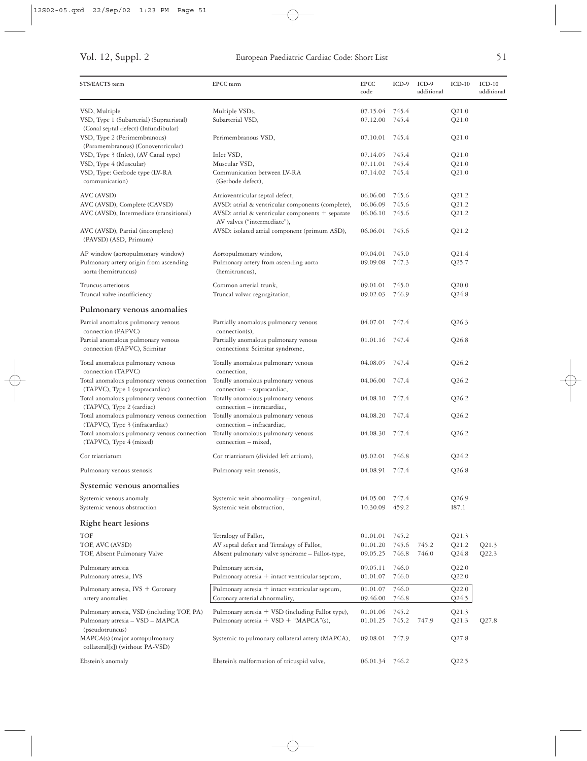| STS/EACTS term | EPCC term | EPCC code | ICD-9 | ICD-9 additional | ICD-10 | ICD-10 additional |
|---|---|---|---|---|---|---|
| VSD, Multiple | Multiple VSDs, | 07.15.04 | 745.4 | | Q21.0 | |
| VSD, Type 1 (Subarterial) (Supracristal) (Conal septal defect) (Infundibular) | Subarterial VSD, | 07.12.00 | 745.4 | | Q21.0 | |
| VSD, Type 2 (Perimembranous) (Paramembranous) (Conoventricular) | Perimembranous VSD, | 07.10.01 | 745.4 | | Q21.0 | |
| VSD, Type 3 (Inlet), (AV Canal type) | Inlet VSD, | 07.14.05 | 745.4 | | Q21.0 | |
| VSD, Type 4 (Muscular) | Muscular VSD, | 07.11.01 | 745.4 | | Q21.0 | |
| VSD, Type: Gerbode type (LV-RA communication) | Communication between LV-RA (Gerbode defect), | 07.14.02 | 745.4 | | Q21.0 | |
| AVC (AVSD) | Atrioventricular septal defect, | 06.06.00 | 745.6 | | Q21.2 | |
| AVC (AVSD), Complete (CAVSD) | AVSD: atrial & ventricular components (complete), | 06.06.09 | 745.6 | | Q21.2 | |
| AVC (AVSD), Intermediate (transitional) | AVSD: atrial & ventricular components + separate AV valves ("intermediate"), | 06.06.10 | 745.6 | | Q21.2 | |
| AVC (AVSD), Partial (incomplete) (PAVSD) (ASD, Primum) | AVSD: isolated atrial component (primum ASD), | 06.06.01 | 745.6 | | Q21.2 | |
| AP window (aortopulmonary window) | Aortopulmonary window, | 09.04.01 | 745.0 | | Q21.4 | |
| Pulmonary artery origin from ascending aorta (hemitruncus) | Pulmonary artery from ascending aorta (hemitruncus), | 09.09.08 | 747.3 | | Q25.7 | |
| Truncus arteriosus | Common arterial trunk, | 09.01.01 | 745.0 | | Q20.0 | |
| Truncal valve insufficiency | Truncal valvar regurgitation, | 09.02.03 | 746.9 | | Q24.8 | |
| **Pulmonary venous anomalies** | | | | | | |
| Partial anomalous pulmonary venous connection (PAPVC) | Partially anomalous pulmonary venous connection(s), | 04.07.01 | 747.4 | | Q26.3 | |
| Partial anomalous pulmonary venous connection (PAPVC), Scimitar | Partially anomalous pulmonary venous connections: Scimitar syndrome, | 01.01.16 | 747.4 | | Q26.8 | |
| Total anomalous pulmonary venous connection (TAPVC) | Totally anomalous pulmonary venous connection, | 04.08.05 | 747.4 | | Q26.2 | |
| Total anomalous pulmonary venous connection (TAPVC), Type 1 (supracardiac) | Totally anomalous pulmonary venous connection – supracardiac, | 04.06.00 | 747.4 | | Q26.2 | |
| Total anomalous pulmonary venous connection (TAPVC), Type 2 (cardiac) | Totally anomalous pulmonary venous connection – intracardiac, | 04.08.10 | 747.4 | | Q26.2 | |
| Total anomalous pulmonary venous connection (TAPVC), Type 3 (infracardiac) | Totally anomalous pulmonary venous connection – infracardiac, | 04.08.20 | 747.4 | | Q26.2 | |
| Total anomalous pulmonary venous connection (TAPVC), Type 4 (mixed) | Totally anomalous pulmonary venous connection – mixed, | 04.08.30 | 747.4 | | Q26.2 | |
| Cor triatriatum | Cor triatriatum (divided left atrium), | 05.02.01 | 746.8 | | Q24.2 | |
| Pulmonary venous stenosis | Pulmonary vein stenosis, | 04.08.91 | 747.4 | | Q26.8 | |
| **Systemic venous anomalies** | | | | | | |
| Systemic venous anomaly | Systemic vein abnormality – congenital, | 04.05.00 | 747.4 | | Q26.9 | |
| Systemic venous obstruction | Systemic vein obstruction, | 10.30.09 | 459.2 | | I87.1 | |
| **Right heart lesions** | | | | | | |
| TOF | Tetralogy of Fallot, | 01.01.01 | 745.2 | | Q21.3 | |
| TOF, AVC (AVSD) | AV septal defect and Tetralogy of Fallot, | 01.01.20 | 745.6 | 745.2 | Q21.2 | Q21.3 |
| TOF, Absent Pulmonary Valve | Absent pulmonary valve syndrome – Fallot-type, | 09.05.25 | 746.8 | 746.0 | Q24.8 | Q22.3 |
| Pulmonary atresia | Pulmonary atresia, | 09.05.11 | 746.0 | | Q22.0 | |
| Pulmonary atresia, IVS | Pulmonary atresia + intact ventricular septum, | 01.01.07 | 746.0 | | Q22.0 | |
| Pulmonary atresia, IVS + Coronary artery anomalies | Pulmonary atresia + intact ventricular septum, | 01.01.07 | 746.0 | | Q22.0 | |
| | Coronary arterial abnormality, | 09.46.00 | 746.8 | | Q24.5 | |
| Pulmonary atresia, VSD (including TOF, PA) | Pulmonary atresia + VSD (including Fallot type), | 01.01.06 | 745.2 | | Q21.3 | |
| Pulmonary atresia – VSD – MAPCA (pseudotruncus) | Pulmonary atresia + VSD + "MAPCA"(s), | 01.01.25 | 745.2 | 747.9 | Q21.3 | Q27.8 |
| MAPCA(s) (major aortopulmonary collateral[s]) (without PA-VSD) | Systemic to pulmonary collateral artery (MAPCA), | 09.08.01 | 747.9 | | Q27.8 | |
| Ebstein's anomaly | Ebstein's malformation of tricuspid valve, | 06.01.34 | 746.2 | | Q22.5 | |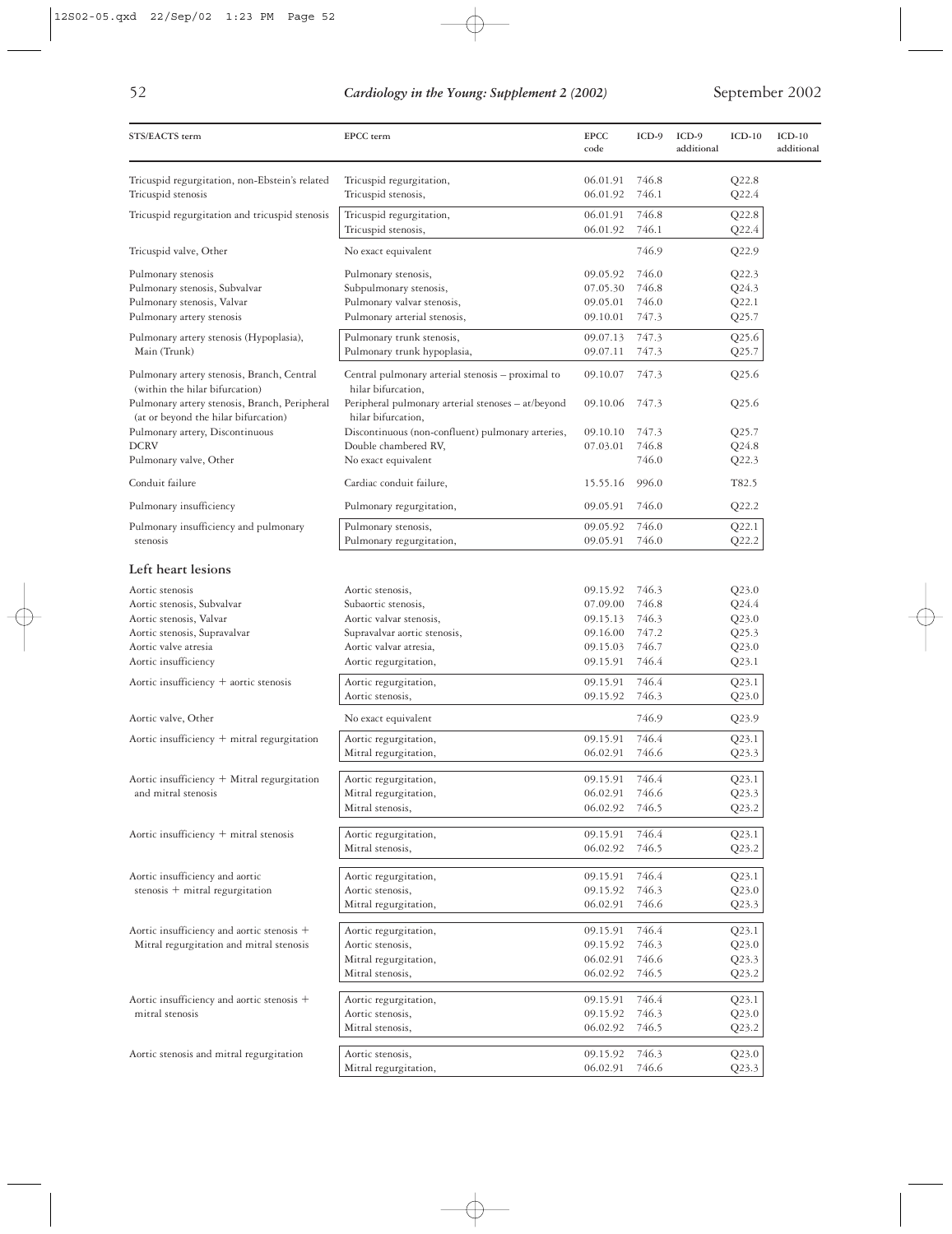| STS/EACTS term | EPCC term | EPCC code | ICD-9 | ICD-9 additional | ICD-10 | ICD-10 additional |
|---|---|---|---|---|---|---|
| Tricuspid regurgitation, non-Ebstein's related | Tricuspid regurgitation, | 06.01.91 | 746.8 | | Q22.8 | |
| Tricuspid stenosis | Tricuspid stenosis, | 06.01.92 | 746.1 | | Q22.4 | |
| Tricuspid regurgitation and tricuspid stenosis | Tricuspid regurgitation, | 06.01.91 | 746.8 | | Q22.8 | |
| | Tricuspid stenosis, | 06.01.92 | 746.1 | | Q22.4 | |
| Tricuspid valve, Other | No exact equivalent | | 746.9 | | Q22.9 | |
| Pulmonary stenosis | Pulmonary stenosis, | 09.05.92 | 746.0 | | Q22.3 | |
| Pulmonary stenosis, Subvalvar | Subpulmonary stenosis, | 07.05.30 | 746.8 | | Q24.3 | |
| Pulmonary stenosis, Valvar | Pulmonary valvar stenosis, | 09.05.01 | 746.0 | | Q22.1 | |
| Pulmonary artery stenosis | Pulmonary arterial stenosis, | 09.10.01 | 747.3 | | Q25.7 | |
| Pulmonary artery stenosis (Hypoplasia), Main (Trunk) | Pulmonary trunk stenosis, | 09.07.13 | 747.3 | | Q25.6 | |
| | Pulmonary trunk hypoplasia, | 09.07.11 | 747.3 | | Q25.7 | |
| Pulmonary artery stenosis, Branch, Central (within the hilar bifurcation) | Central pulmonary arterial stenosis – proximal to hilar bifurcation, | 09.10.07 | 747.3 | | Q25.6 | |
| Pulmonary artery stenosis, Branch, Peripheral (at or beyond the hilar bifurcation) | Peripheral pulmonary arterial stenoses – at/beyond hilar bifurcation, | 09.10.06 | 747.3 | | Q25.6 | |
| Pulmonary artery, Discontinuous | Discontinuous (non-confluent) pulmonary arteries, | 09.10.10 | 747.3 | | Q25.7 | |
| DCRV | Double chambered RV, | 07.03.01 | 746.8 | | Q24.8 | |
| Pulmonary valve, Other | No exact equivalent | | 746.0 | | Q22.3 | |
| Conduit failure | Cardiac conduit failure, | 15.55.16 | 996.0 | | T82.5 | |
| Pulmonary insufficiency | Pulmonary regurgitation, | 09.05.91 | 746.0 | | Q22.2 | |
| Pulmonary insufficiency and pulmonary stenosis | Pulmonary stenosis, | 09.05.92 | 746.0 | | Q22.1 | |
| | Pulmonary regurgitation, | 09.05.91 | 746.0 | | Q22.2 | |
| **Left heart lesions** | | | | | | |
| Aortic stenosis | Aortic stenosis, | 09.15.92 | 746.3 | | Q23.0 | |
| Aortic stenosis, Subvalvar | Subaortic stenosis, | 07.09.00 | 746.8 | | Q24.4 | |
| Aortic stenosis, Valvar | Aortic valvar stenosis, | 09.15.13 | 746.3 | | Q23.0 | |
| Aortic stenosis, Supravalvar | Supravalvar aortic stenosis, | 09.16.00 | 747.2 | | Q25.3 | |
| Aortic valve atresia | Aortic valvar atresia, | 09.15.03 | 746.7 | | Q23.0 | |
| Aortic insufficiency | Aortic regurgitation, | 09.15.91 | 746.4 | | Q23.1 | |
| Aortic insufficiency + aortic stenosis | Aortic regurgitation, | 09.15.91 | 746.4 | | Q23.1 | |
| | Aortic stenosis, | 09.15.92 | 746.3 | | Q23.0 | |
| Aortic valve, Other | No exact equivalent | | 746.9 | | Q23.9 | |
| Aortic insufficiency + mitral regurgitation | Aortic regurgitation, | 09.15.91 | 746.4 | | Q23.1 | |
| | Mitral regurgitation, | 06.02.91 | 746.6 | | Q23.3 | |
| Aortic insufficiency + Mitral regurgitation and mitral stenosis | Aortic regurgitation, | 09.15.91 | 746.4 | | Q23.1 | |
| | Mitral regurgitation, | 06.02.91 | 746.6 | | Q23.3 | |
| | Mitral stenosis, | 06.02.92 | 746.5 | | Q23.2 | |
| Aortic insufficiency + mitral stenosis | Aortic regurgitation, | 09.15.91 | 746.4 | | Q23.1 | |
| | Mitral stenosis, | 06.02.92 | 746.5 | | Q23.2 | |
| Aortic insufficiency and aortic stenosis + mitral regurgitation | Aortic regurgitation, | 09.15.91 | 746.4 | | Q23.1 | |
| | Aortic stenosis, | 09.15.92 | 746.3 | | Q23.0 | |
| | Mitral regurgitation, | 06.02.91 | 746.6 | | Q23.3 | |
| Aortic insufficiency and aortic stenosis + Mitral regurgitation and mitral stenosis | Aortic regurgitation, | 09.15.91 | 746.4 | | Q23.1 | |
| | Aortic stenosis, | 09.15.92 | 746.3 | | Q23.0 | |
| | Mitral regurgitation, | 06.02.91 | 746.6 | | Q23.3 | |
| | Mitral stenosis, | 06.02.92 | 746.5 | | Q23.2 | |
| Aortic insufficiency and aortic stenosis + mitral stenosis | Aortic regurgitation, | 09.15.91 | 746.4 | | Q23.1 | |
| | Aortic stenosis, | 09.15.92 | 746.3 | | Q23.0 | |
| | Mitral stenosis, | 06.02.92 | 746.5 | | Q23.2 | |
| Aortic stenosis and mitral regurgitation | Aortic stenosis, | 09.15.92 | 746.3 | | Q23.0 | |
| | Mitral regurgitation, | 06.02.91 | 746.6 | | Q23.3 | |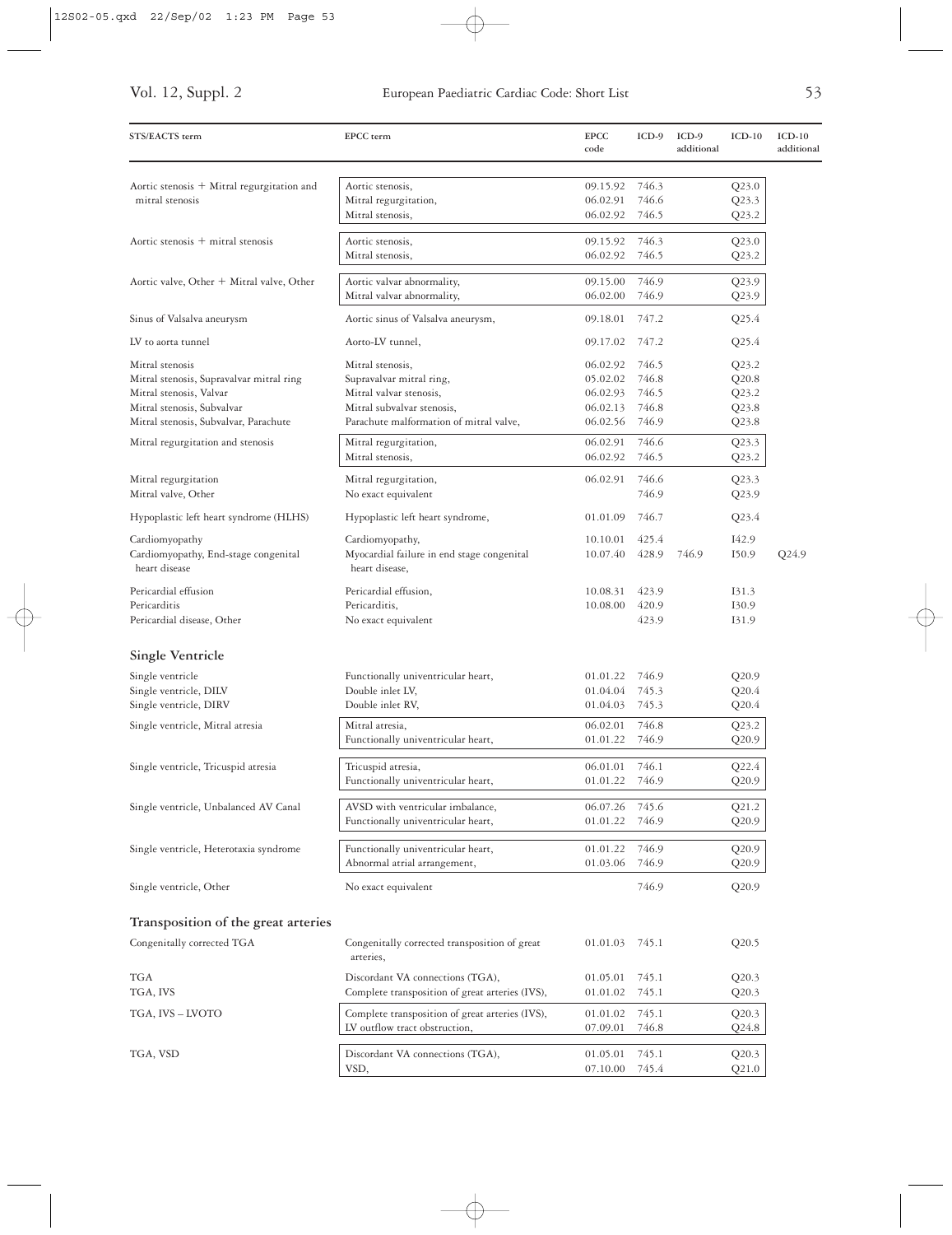| STS/EACTS term | EPCC term | EPCC code | ICD-9 | ICD-9 additional | ICD-10 | ICD-10 additional |
|---|---|---|---|---|---|---|
| Aortic stenosis + Mitral regurgitation and mitral stenosis | Aortic stenosis, | 09.15.92 | 746.3 | | Q23.0 | |
| | Mitral regurgitation, | 06.02.91 | 746.6 | | Q23.3 | |
| | Mitral stenosis, | 06.02.92 | 746.5 | | Q23.2 | |
| Aortic stenosis + mitral stenosis | Aortic stenosis, | 09.15.92 | 746.3 | | Q23.0 | |
| | Mitral stenosis, | 06.02.92 | 746.5 | | Q23.2 | |
| Aortic valve, Other + Mitral valve, Other | Aortic valvar abnormality, | 09.15.00 | 746.9 | | Q23.9 | |
| | Mitral valvar abnormality, | 06.02.00 | 746.9 | | Q23.9 | |
| Sinus of Valsalva aneurysm | Aortic sinus of Valsalva aneurysm, | 09.18.01 | 747.2 | | Q25.4 | |
| LV to aorta tunnel | Aorto-LV tunnel, | 09.17.02 | 747.2 | | Q25.4 | |
| Mitral stenosis | Mitral stenosis, | 06.02.92 | 746.5 | | Q23.2 | |
| Mitral stenosis, Supravalvar mitral ring | Supravalvar mitral ring, | 05.02.02 | 746.8 | | Q20.8 | |
| Mitral stenosis, Valvar | Mitral valvar stenosis, | 06.02.93 | 746.5 | | Q23.2 | |
| Mitral stenosis, Subvalvar | Mitral subvalvar stenosis, | 06.02.13 | 746.8 | | Q23.8 | |
| Mitral stenosis, Subvalvar, Parachute | Parachute malformation of mitral valve, | 06.02.56 | 746.9 | | Q23.8 | |
| Mitral regurgitation and stenosis | Mitral regurgitation, | 06.02.91 | 746.6 | | Q23.3 | |
| | Mitral stenosis, | 06.02.92 | 746.5 | | Q23.2 | |
| Mitral regurgitation | Mitral regurgitation, | 06.02.91 | 746.6 | | Q23.3 | |
| Mitral valve, Other | No exact equivalent | | 746.9 | | Q23.9 | |
| Hypoplastic left heart syndrome (HLHS) | Hypoplastic left heart syndrome, | 01.01.09 | 746.7 | | Q23.4 | |
| Cardiomyopathy | Cardiomyopathy, | 10.10.01 | 425.4 | | I42.9 | |
| Cardiomyopathy, End-stage congenital heart disease | Myocardial failure in end stage congenital heart disease, | 10.07.40 | 428.9 | 746.9 | I50.9 | Q24.9 |
| Pericardial effusion | Pericardial effusion, | 10.08.31 | 423.9 | | I31.3 | |
| Pericarditis | Pericarditis, | 10.08.00 | 420.9 | | I30.9 | |
| Pericardial disease, Other | No exact equivalent | | 423.9 | | I31.9 | |
| **Single Ventricle** | | | | | | |
| Single ventricle | Functionally univentricular heart, | 01.01.22 | 746.9 | | Q20.9 | |
| Single ventricle, DILV | Double inlet LV, | 01.04.04 | 745.3 | | Q20.4 | |
| Single ventricle, DIRV | Double inlet RV, | 01.04.03 | 745.3 | | Q20.4 | |
| Single ventricle, Mitral atresia | Mitral atresia, | 06.02.01 | 746.8 | | Q23.2 | |
| | Functionally univentricular heart, | 01.01.22 | 746.9 | | Q20.9 | |
| Single ventricle, Tricuspid atresia | Tricuspid atresia, | 06.01.01 | 746.1 | | Q22.4 | |
| | Functionally univentricular heart, | 01.01.22 | 746.9 | | Q20.9 | |
| Single ventricle, Unbalanced AV Canal | AVSD with ventricular imbalance, | 06.07.26 | 745.6 | | Q21.2 | |
| | Functionally univentricular heart, | 01.01.22 | 746.9 | | Q20.9 | |
| Single ventricle, Heterotaxia syndrome | Functionally univentricular heart, | 01.01.22 | 746.9 | | Q20.9 | |
| | Abnormal atrial arrangement, | 01.03.06 | 746.9 | | Q20.9 | |
| Single ventricle, Other | No exact equivalent | | 746.9 | | Q20.9 | |
| **Transposition of the great arteries** | | | | | | |
| Congenitally corrected TGA | Congenitally corrected transposition of great arteries, | 01.01.03 | 745.1 | | Q20.5 | |
| TGA | Discordant VA connections (TGA), | 01.05.01 | 745.1 | | Q20.3 | |
| TGA, IVS | Complete transposition of great arteries (IVS), | 01.01.02 | 745.1 | | Q20.3 | |
| TGA, IVS – LVOTO | Complete transposition of great arteries (IVS), | 01.01.02 | 745.1 | | Q20.3 | |
| | LV outflow tract obstruction, | 07.09.01 | 746.8 | | Q24.8 | |
| TGA, VSD | Discordant VA connections (TGA), | 01.05.01 | 745.1 | | Q20.3 | |
| | VSD, | 07.10.00 | 745.4 | | Q21.0 | |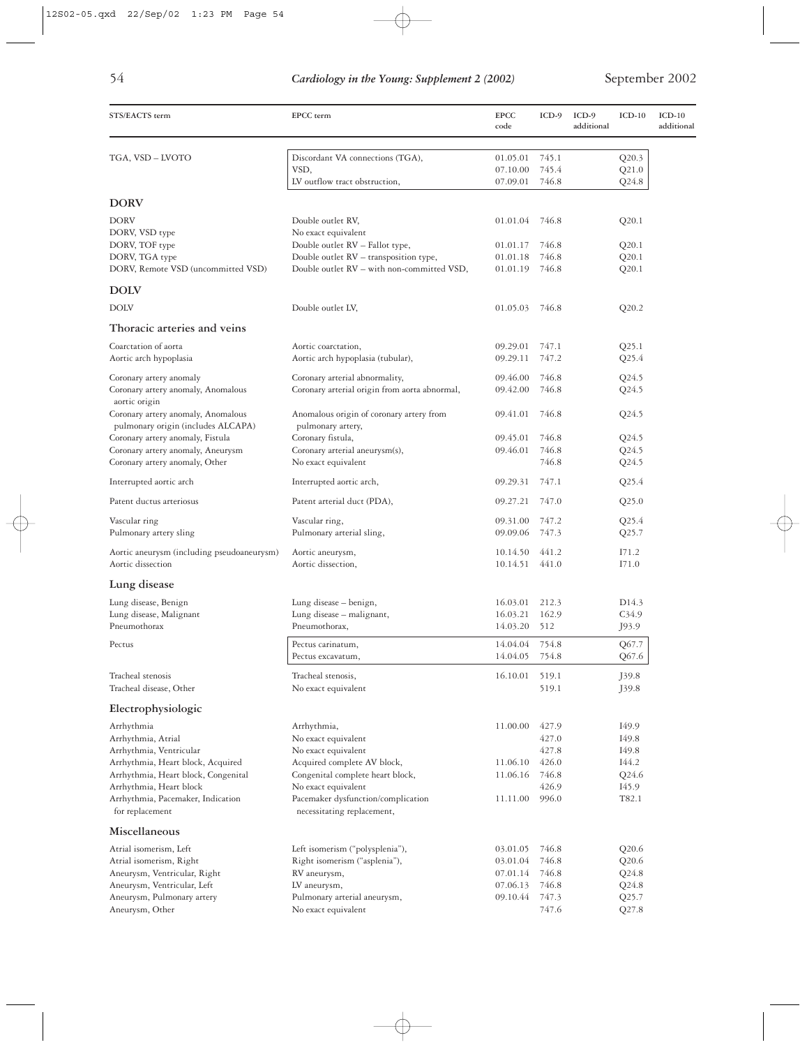| STS/EACTS term | EPCC term | EPCC code | ICD-9 | ICD-9 additional | ICD-10 | ICD-10 additional |
|---|---|---|---|---|---|---|
| TGA, VSD – LVOTO | Discordant VA connections (TGA), | 01.05.01 | 745.1 | | Q20.3 | |
| | VSD, | 07.10.00 | 745.4 | | Q21.0 | |
| | LV outflow tract obstruction, | 07.09.01 | 746.8 | | Q24.8 | |
| **DORV** | | | | | | |
| DORV | Double outlet RV, | 01.01.04 | 746.8 | | Q20.1 | |
| DORV, VSD type | No exact equivalent | | | | | |
| DORV, TOF type | Double outlet RV – Fallot type, | 01.01.17 | 746.8 | | Q20.1 | |
| DORV, TGA type | Double outlet RV – transposition type, | 01.01.18 | 746.8 | | Q20.1 | |
| DORV, Remote VSD (uncommitted VSD) | Double outlet RV – with non-committed VSD, | 01.01.19 | 746.8 | | Q20.1 | |
| **DOLV** | | | | | | |
| DOLV | Double outlet LV, | 01.05.03 | 746.8 | | Q20.2 | |
| **Thoracic arteries and veins** | | | | | | |
| Coarctation of aorta | Aortic coarctation, | 09.29.01 | 747.1 | | Q25.1 | |
| Aortic arch hypoplasia | Aortic arch hypoplasia (tubular), | 09.29.11 | 747.2 | | Q25.4 | |
| Coronary artery anomaly | Coronary arterial abnormality, | 09.46.00 | 746.8 | | Q24.5 | |
| Coronary artery anomaly, Anomalous aortic origin | Coronary arterial origin from aorta abnormal, | 09.42.00 | 746.8 | | Q24.5 | |
| Coronary artery anomaly, Anomalous pulmonary origin (includes ALCAPA) | Anomalous origin of coronary artery from pulmonary artery, | 09.41.01 | 746.8 | | Q24.5 | |
| Coronary artery anomaly, Fistula | Coronary fistula, | 09.45.01 | 746.8 | | Q24.5 | |
| Coronary artery anomaly, Aneurysm | Coronary arterial aneurysm(s), | 09.46.01 | 746.8 | | Q24.5 | |
| Coronary artery anomaly, Other | No exact equivalent | | 746.8 | | Q24.5 | |
| Interrupted aortic arch | Interrupted aortic arch, | 09.29.31 | 747.1 | | Q25.4 | |
| Patent ductus arteriosus | Patent arterial duct (PDA), | 09.27.21 | 747.0 | | Q25.0 | |
| Vascular ring | Vascular ring, | 09.31.00 | 747.2 | | Q25.4 | |
| Pulmonary artery sling | Pulmonary arterial sling, | 09.09.06 | 747.3 | | Q25.7 | |
| Aortic aneurysm (including pseudoaneurysm) | Aortic aneurysm, | 10.14.50 | 441.2 | | I71.2 | |
| Aortic dissection | Aortic dissection, | 10.14.51 | 441.0 | | I71.0 | |
| **Lung disease** | | | | | | |
| Lung disease, Benign | Lung disease – benign, | 16.03.01 | 212.3 | | D14.3 | |
| Lung disease, Malignant | Lung disease – malignant, | 16.03.21 | 162.9 | | C34.9 | |
| Pneumothorax | Pneumothorax, | 14.03.20 | 512 | | J93.9 | |
| Pectus | Pectus carinatum, | 14.04.04 | 754.8 | | Q67.7 | |
| | Pectus excavatum, | 14.04.05 | 754.8 | | Q67.6 | |
| Tracheal stenosis | Tracheal stenosis, | 16.10.01 | 519.1 | | J39.8 | |
| Tracheal disease, Other | No exact equivalent | | 519.1 | | J39.8 | |
| **Electrophysiologic** | | | | | | |
| Arrhythmia | Arrhythmia, | 11.00.00 | 427.9 | | I49.9 | |
| Arrhythmia, Atrial | No exact equivalent | | 427.0 | | I49.8 | |
| Arrhythmia, Ventricular | No exact equivalent | | 427.8 | | I49.8 | |
| Arrhythmia, Heart block, Acquired | Acquired complete AV block, | 11.06.10 | 426.0 | | I44.2 | |
| Arrhythmia, Heart block, Congenital | Congenital complete heart block, | 11.06.16 | 746.8 | | Q24.6 | |
| Arrhythmia, Heart block | No exact equivalent | | 426.9 | | I45.9 | |
| Arrhythmia, Pacemaker, Indication for replacement | Pacemaker dysfunction/complication necessitating replacement, | 11.11.00 | 996.0 | | T82.1 | |
| **Miscellaneous** | | | | | | |
| Atrial isomerism, Left | Left isomerism ("polysplenia"), | 03.01.05 | 746.8 | | Q20.6 | |
| Atrial isomerism, Right | Right isomerism ("asplenia"), | 03.01.04 | 746.8 | | Q20.6 | |
| Aneurysm, Ventricular, Right | RV aneurysm, | 07.01.14 | 746.8 | | Q24.8 | |
| Aneurysm, Ventricular, Left | LV aneurysm, | 07.06.13 | 746.8 | | Q24.8 | |
| Aneurysm, Pulmonary artery | Pulmonary arterial aneurysm, | 09.10.44 | 747.3 | | Q25.7 | |
| Aneurysm, Other | No exact equivalent | | 747.6 | | Q27.8 | |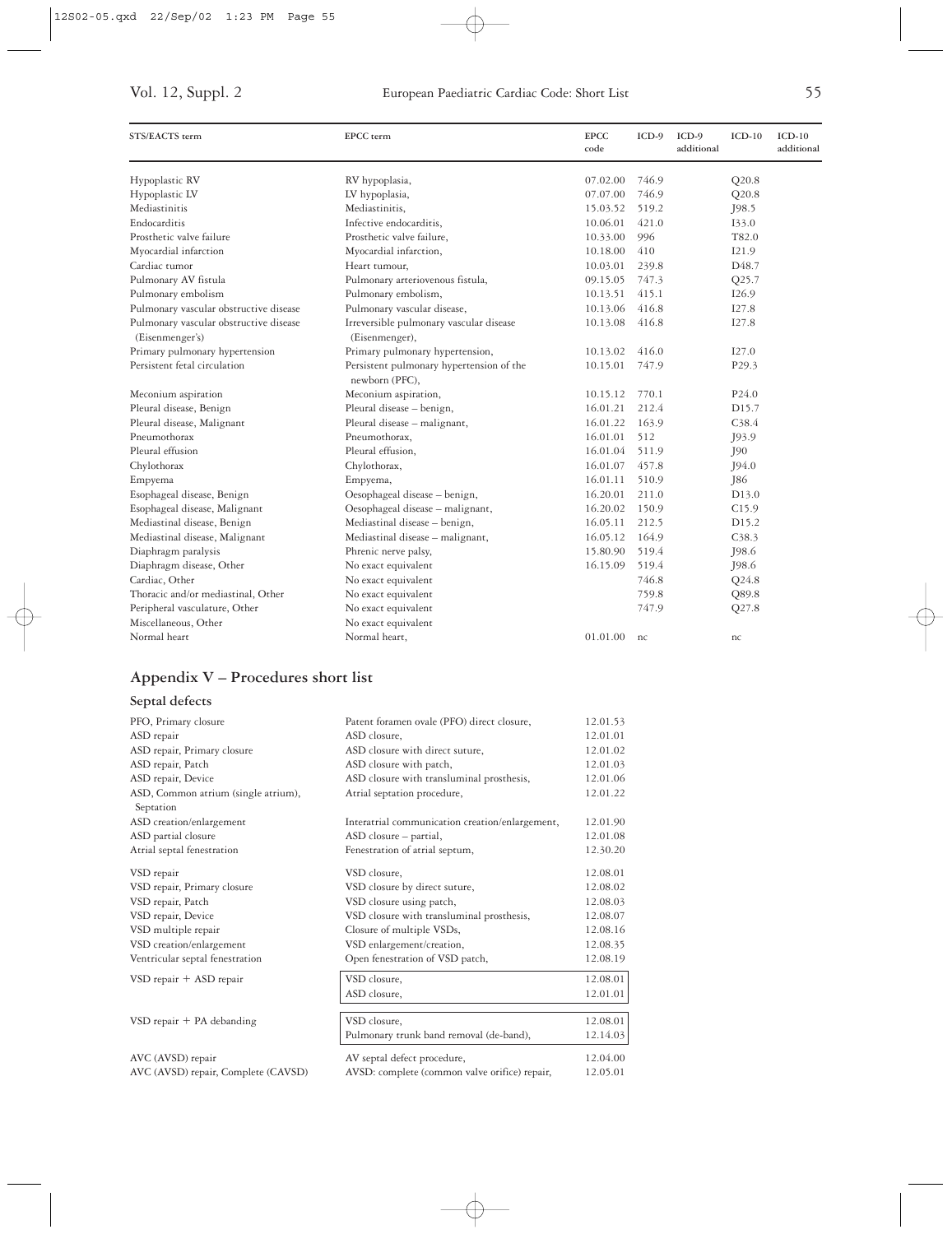| STS/EACTS term | EPCC term | EPCC code | ICD-9 | ICD-9 additional | ICD-10 | ICD-10 additional |
|---|---|---|---|---|---|---|
| Hypoplastic RV | RV hypoplasia, | 07.02.00 | 746.9 | | Q20.8 | |
| Hypoplastic LV | LV hypoplasia, | 07.07.00 | 746.9 | | Q20.8 | |
| Mediastinitis | Mediastinitis, | 15.03.52 | 519.2 | | J98.5 | |
| Endocarditis | Infective endocarditis, | 10.06.01 | 421.0 | | I33.0 | |
| Prosthetic valve failure | Prosthetic valve failure, | 10.33.00 | 996 | | T82.0 | |
| Myocardial infarction | Myocardial infarction, | 10.18.00 | 410 | | I21.9 | |
| Cardiac tumor | Heart tumour, | 10.03.01 | 239.8 | | D48.7 | |
| Pulmonary AV fistula | Pulmonary arteriovenous fistula, | 09.15.05 | 747.3 | | Q25.7 | |
| Pulmonary embolism | Pulmonary embolism, | 10.13.51 | 415.1 | | I26.9 | |
| Pulmonary vascular obstructive disease | Pulmonary vascular disease, | 10.13.06 | 416.8 | | I27.8 | |
| Pulmonary vascular obstructive disease (Eisenmenger's) | Irreversible pulmonary vascular disease (Eisenmenger), | 10.13.08 | 416.8 | | I27.8 | |
| Primary pulmonary hypertension | Primary pulmonary hypertension, | 10.13.02 | 416.0 | | I27.0 | |
| Persistent fetal circulation | Persistent pulmonary hypertension of the newborn (PFC), | 10.15.01 | 747.9 | | P29.3 | |
| Meconium aspiration | Meconium aspiration, | 10.15.12 | 770.1 | | P24.0 | |
| Pleural disease, Benign | Pleural disease – benign, | 16.01.21 | 212.4 | | D15.7 | |
| Pleural disease, Malignant | Pleural disease – malignant, | 16.01.22 | 163.9 | | C38.4 | |
| Pneumothorax | Pneumothorax, | 16.01.01 | 512 | | J93.9 | |
| Pleural effusion | Pleural effusion, | 16.01.04 | 511.9 | | J90 | |
| Chylothorax | Chylothorax, | 16.01.07 | 457.8 | | J94.0 | |
| Empyema | Empyema, | 16.01.11 | 510.9 | | J86 | |
| Esophageal disease, Benign | Oesophageal disease – benign, | 16.20.01 | 211.0 | | D13.0 | |
| Esophageal disease, Malignant | Oesophageal disease – malignant, | 16.20.02 | 150.9 | | C15.9 | |
| Mediastinal disease, Benign | Mediastinal disease – benign, | 16.05.11 | 212.5 | | D15.2 | |
| Mediastinal disease, Malignant | Mediastinal disease – malignant, | 16.05.12 | 164.9 | | C38.3 | |
| Diaphragm paralysis | Phrenic nerve palsy, | 15.80.90 | 519.4 | | J98.6 | |
| Diaphragm disease, Other | No exact equivalent | 16.15.09 | 519.4 | | J98.6 | |
| Cardiac, Other | No exact equivalent | | 746.8 | | Q24.8 | |
| Thoracic and/or mediastinal, Other | No exact equivalent | | 759.8 | | Q89.8 | |
| Peripheral vasculature, Other | No exact equivalent | | 747.9 | | Q27.8 | |
| Miscellaneous, Other | No exact equivalent | | | | | |
| Normal heart | Normal heart, | 01.01.00 | nc | | nc | |

## Appendix V – Procedures short list

### Septal defects

| STS/EACTS term | EPCC term | EPCC code |
|---|---|---|
| PFO, Primary closure | Patent foramen ovale (PFO) direct closure, | 12.01.53 |
| ASD repair | ASD closure, | 12.01.01 |
| ASD repair, Primary closure | ASD closure with direct suture, | 12.01.02 |
| ASD repair, Patch | ASD closure with patch, | 12.01.03 |
| ASD repair, Device | ASD closure with transluminal prosthesis, | 12.01.06 |
| ASD, Common atrium (single atrium), Septation | Atrial septation procedure, | 12.01.22 |
| ASD creation/enlargement | Interatrial communication creation/enlargement, | 12.01.90 |
| ASD partial closure | ASD closure – partial, | 12.01.08 |
| Atrial septal fenestration | Fenestration of atrial septum, | 12.30.20 |
| VSD repair | VSD closure, | 12.08.01 |
| VSD repair, Primary closure | VSD closure by direct suture, | 12.08.02 |
| VSD repair, Patch | VSD closure using patch, | 12.08.03 |
| VSD repair, Device | VSD closure with transluminal prosthesis, | 12.08.07 |
| VSD multiple repair | Closure of multiple VSDs, | 12.08.16 |
| VSD creation/enlargement | VSD enlargement/creation, | 12.08.35 |
| Ventricular septal fenestration | Open fenestration of VSD patch, | 12.08.19 |
| VSD repair + ASD repair | VSD closure, | 12.08.01 |
| | ASD closure, | 12.01.01 |
| VSD repair + PA debanding | VSD closure, | 12.08.01 |
| | Pulmonary trunk band removal (de-band), | 12.14.03 |
| AVC (AVSD) repair | AV septal defect procedure, | 12.04.00 |
| AVC (AVSD) repair, Complete (CAVSD) | AVSD: complete (common valve orifice) repair, | 12.05.01 |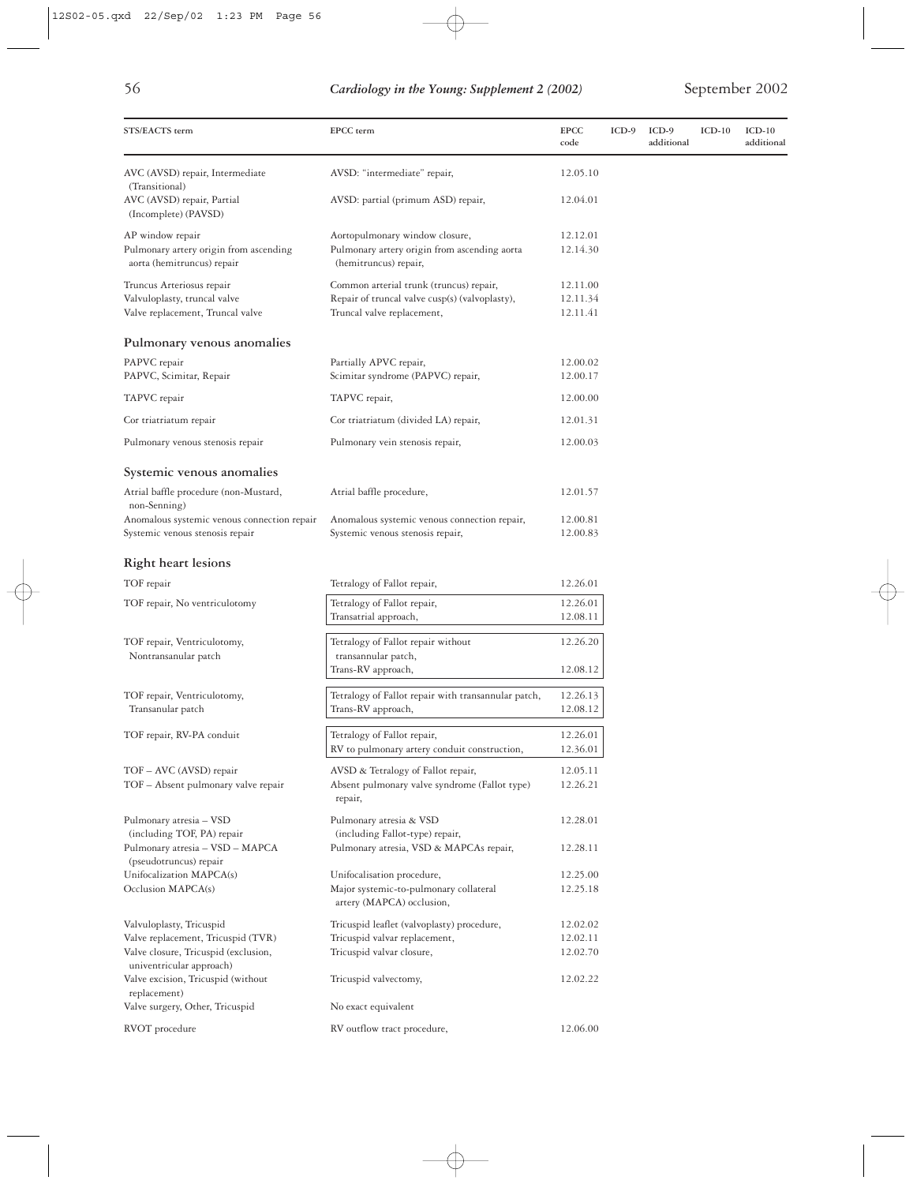| STS/EACTS term | EPCC term | EPCC code | ICD-9 | ICD-9 additional | ICD-10 | ICD-10 additional |
|---|---|---|---|---|---|---|
| AVC (AVSD) repair, Intermediate (Transitional) | AVSD: "intermediate" repair, | 12.05.10 | | | | |
| AVC (AVSD) repair, Partial (Incomplete) (PAVSD) | AVSD: partial (primum ASD) repair, | 12.04.01 | | | | |
| AP window repair | Aortopulmonary window closure, | 12.12.01 | | | | |
| Pulmonary artery origin from ascending aorta (hemitruncus) repair | Pulmonary artery origin from ascending aorta (hemitruncus) repair, | 12.14.30 | | | | |
| Truncus Arteriosus repair | Common arterial trunk (truncus) repair, | 12.11.00 | | | | |
| Valvuloplasty, truncal valve | Repair of truncal valve cusp(s) (valvoplasty), | 12.11.34 | | | | |
| Valve replacement, Truncal valve | Truncal valve replacement, | 12.11.41 | | | | |
| **Pulmonary venous anomalies** | | | | | | |
| PAPVC repair | Partially APVC repair, | 12.00.02 | | | | |
| PAPVC, Scimitar, Repair | Scimitar syndrome (PAPVC) repair, | 12.00.17 | | | | |
| TAPVC repair | TAPVC repair, | 12.00.00 | | | | |
| Cor triatriatum repair | Cor triatriatum (divided LA) repair, | 12.01.31 | | | | |
| Pulmonary venous stenosis repair | Pulmonary vein stenosis repair, | 12.00.03 | | | | |
| **Systemic venous anomalies** | | | | | | |
| Atrial baffle procedure (non-Mustard, non-Senning) | Atrial baffle procedure, | 12.01.57 | | | | |
| Anomalous systemic venous connection repair | Anomalous systemic venous connection repair, | 12.00.81 | | | | |
| Systemic venous stenosis repair | Systemic venous stenosis repair, | 12.00.83 | | | | |
| **Right heart lesions** | | | | | | |
| TOF repair | Tetralogy of Fallot repair, | 12.26.01 | | | | |
| TOF repair, No ventriculotomy | Tetralogy of Fallot repair,<br>Transatrial approach, | 12.26.01<br>12.08.11 | | | | |
| TOF repair, Ventriculotomy, Nontransanular patch | Tetralogy of Fallot repair without transannular patch,<br>Trans-RV approach, | 12.26.20<br>12.08.12 | | | | |
| TOF repair, Ventriculotomy, Transanular patch | Tetralogy of Fallot repair with transannular patch,<br>Trans-RV approach, | 12.26.13<br>12.08.12 | | | | |
| TOF repair, RV-PA conduit | Tetralogy of Fallot repair,<br>RV to pulmonary artery conduit construction, | 12.26.01<br>12.36.01 | | | | |
| TOF – AVC (AVSD) repair | AVSD & Tetralogy of Fallot repair, | 12.05.11 | | | | |
| TOF – Absent pulmonary valve repair | Absent pulmonary valve syndrome (Fallot type) repair, | 12.26.21 | | | | |
| Pulmonary atresia – VSD (including TOF, PA) repair | Pulmonary atresia & VSD (including Fallot-type) repair, | 12.28.01 | | | | |
| Pulmonary atresia – VSD – MAPCA (pseudotruncus) repair | Pulmonary atresia, VSD & MAPCAs repair, | 12.28.11 | | | | |
| Unifocalization MAPCA(s) | Unifocalisation procedure, | 12.25.00 | | | | |
| Occlusion MAPCA(s) | Major systemic-to-pulmonary collateral artery (MAPCA) occlusion, | 12.25.18 | | | | |
| Valvuloplasty, Tricuspid | Tricuspid leaflet (valvoplasty) procedure, | 12.02.02 | | | | |
| Valve replacement, Tricuspid (TVR) | Tricuspid valvar replacement, | 12.02.11 | | | | |
| Valve closure, Tricuspid (exclusion, univentricular approach) | Tricuspid valvar closure, | 12.02.70 | | | | |
| Valve excision, Tricuspid (without replacement) | Tricuspid valvectomy, | 12.02.22 | | | | |
| Valve surgery, Other, Tricuspid | No exact equivalent | | | | | |
| RVOT procedure | RV outflow tract procedure, | 12.06.00 | | | | |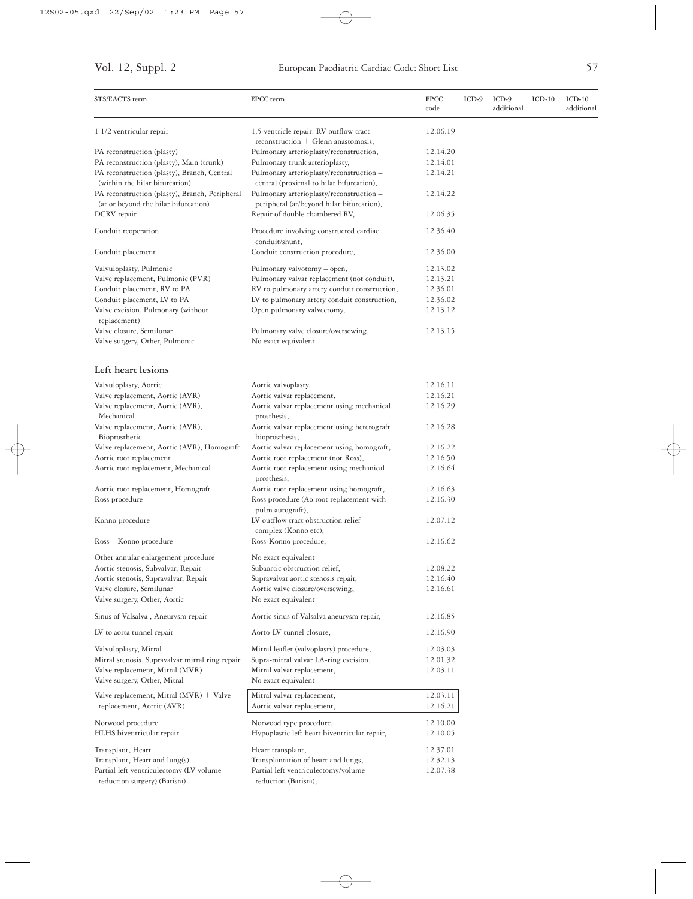| STS/EACTS term | EPCC term | EPCC code | ICD-9 | ICD-9 additional | ICD-10 | ICD-10 additional |
|---|---|---|---|---|---|---|
| 1 1/2 ventricular repair | 1.5 ventricle repair: RV outflow tract reconstruction + Glenn anastomosis, | 12.06.19 | | | | |
| PA reconstruction (plasty) | Pulmonary arterioplasty/reconstruction, | 12.14.20 | | | | |
| PA reconstruction (plasty), Main (trunk) | Pulmonary trunk arterioplasty, | 12.14.01 | | | | |
| PA reconstruction (plasty), Branch, Central (within the hilar bifurcation) | Pulmonary arterioplasty/reconstruction – central (proximal to hilar bifurcation), | 12.14.21 | | | | |
| PA reconstruction (plasty), Branch, Peripheral (at or beyond the hilar bifurcation) | Pulmonary arterioplasty/reconstruction – peripheral (at/beyond hilar bifurcation), | 12.14.22 | | | | |
| DCRV repair | Repair of double chambered RV, | 12.06.35 | | | | |
| Conduit reoperation | Procedure involving constructed cardiac conduit/shunt, | 12.36.40 | | | | |
| Conduit placement | Conduit construction procedure, | 12.36.00 | | | | |
| Valvuloplasty, Pulmonic | Pulmonary valvotomy – open, | 12.13.02 | | | | |
| Valve replacement, Pulmonic (PVR) | Pulmonary valvar replacement (not conduit), | 12.13.21 | | | | |
| Conduit placement, RV to PA | RV to pulmonary artery conduit construction, | 12.36.01 | | | | |
| Conduit placement, LV to PA | LV to pulmonary artery conduit construction, | 12.36.02 | | | | |
| Valve excision, Pulmonary (without replacement) | Open pulmonary valvectomy, | 12.13.12 | | | | |
| Valve closure, Semilunar | Pulmonary valve closure/oversewing, | 12.13.15 | | | | |
| Valve surgery, Other, Pulmonic | No exact equivalent | | | | | |
| **Left heart lesions** | | | | | | |
| Valvuloplasty, Aortic | Aortic valvoplasty, | 12.16.11 | | | | |
| Valve replacement, Aortic (AVR) | Aortic valvar replacement, | 12.16.21 | | | | |
| Valve replacement, Aortic (AVR), Mechanical | Aortic valvar replacement using mechanical prosthesis, | 12.16.29 | | | | |
| Valve replacement, Aortic (AVR), Bioprosthetic | Aortic valvar replacement using heterograft bioprosthesis, | 12.16.28 | | | | |
| Valve replacement, Aortic (AVR), Homograft | Aortic valvar replacement using homograft, | 12.16.22 | | | | |
| Aortic root replacement | Aortic root replacement (not Ross), | 12.16.50 | | | | |
| Aortic root replacement, Mechanical | Aortic root replacement using mechanical prosthesis, | 12.16.64 | | | | |
| Aortic root replacement, Homograft | Aortic root replacement using homograft, | 12.16.63 | | | | |
| Ross procedure | Ross procedure (Ao root replacement with pulm autograft), | 12.16.30 | | | | |
| Konno procedure | LV outflow tract obstruction relief – complex (Konno etc), | 12.07.12 | | | | |
| Ross – Konno procedure | Ross-Konno procedure, | 12.16.62 | | | | |
| Other annular enlargement procedure | No exact equivalent | | | | | |
| Aortic stenosis, Subvalvar, Repair | Subaortic obstruction relief, | 12.08.22 | | | | |
| Aortic stenosis, Supravalvar, Repair | Supravalvar aortic stenosis repair, | 12.16.40 | | | | |
| Valve closure, Semilunar | Aortic valve closure/oversewing, | 12.16.61 | | | | |
| Valve surgery, Other, Aortic | No exact equivalent | | | | | |
| Sinus of Valsalva , Aneurysm repair | Aortic sinus of Valsalva aneurysm repair, | 12.16.85 | | | | |
| LV to aorta tunnel repair | Aorto-LV tunnel closure, | 12.16.90 | | | | |
| Valvuloplasty, Mitral | Mitral leaflet (valvoplasty) procedure, | 12.03.03 | | | | |
| Mitral stenosis, Supravalvar mitral ring repair | Supra-mitral valvar LA-ring excision, | 12.01.32 | | | | |
| Valve replacement, Mitral (MVR) | Mitral valvar replacement, | 12.03.11 | | | | |
| Valve surgery, Other, Mitral | No exact equivalent | | | | | |
| Valve replacement, Mitral (MVR) + Valve replacement, Aortic (AVR) | Mitral valvar replacement, Aortic valvar replacement, | 12.03.11 12.16.21 | | | | |
| Norwood procedure | Norwood type procedure, | 12.10.00 | | | | |
| HLHS biventricular repair | Hypoplastic left heart biventricular repair, | 12.10.05 | | | | |
| Transplant, Heart | Heart transplant, | 12.37.01 | | | | |
| Transplant, Heart and lung(s) | Transplantation of heart and lungs, | 12.32.13 | | | | |
| Partial left ventriculectomy (LV volume reduction surgery) (Batista) | Partial left ventriculectomy/volume reduction (Batista), | 12.07.38 | | | | |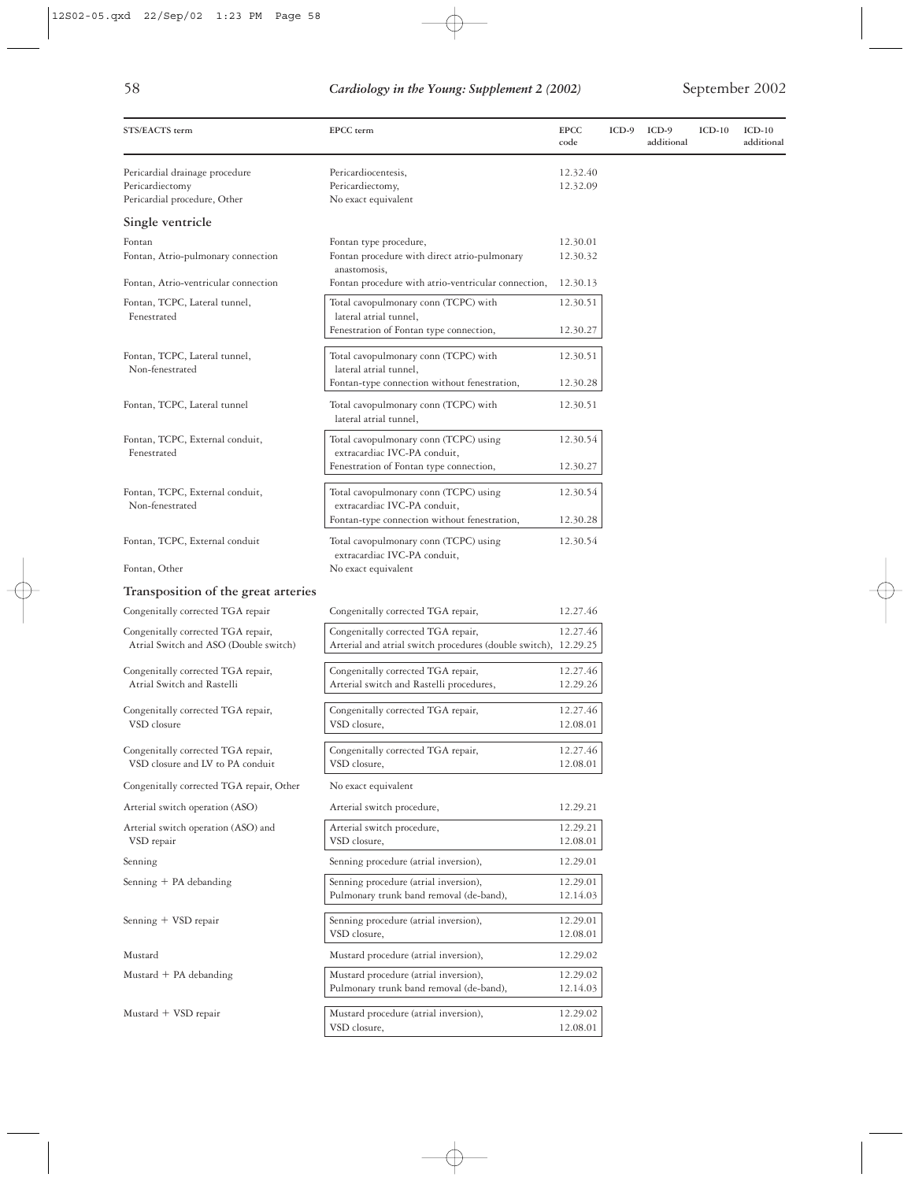| STS/EACTS term | EPCC term | EPCC code | ICD-9 | ICD-9 additional | ICD-10 | ICD-10 additional |
|---|---|---|---|---|---|---|
| Pericardial drainage procedure | Pericardiocentesis, | 12.32.40 | | | | |
| Pericardiectomy | Pericardiectomy, | 12.32.09 | | | | |
| Pericardial procedure, Other | No exact equivalent | | | | | |
| **Single ventricle** | | | | | | |
| Fontan | Fontan type procedure, | 12.30.01 | | | | |
| Fontan, Atrio-pulmonary connection | Fontan procedure with direct atrio-pulmonary anastomosis, | 12.30.32 | | | | |
| Fontan, Atrio-ventricular connection | Fontan procedure with atrio-ventricular connection, | 12.30.13 | | | | |
| Fontan, TCPC, Lateral tunnel, Fenestrated | Total cavopulmonary conn (TCPC) with lateral atrial tunnel, | 12.30.51 | | | | |
| | Fenestration of Fontan type connection, | 12.30.27 | | | | |
| Fontan, TCPC, Lateral tunnel, Non-fenestrated | Total cavopulmonary conn (TCPC) with lateral atrial tunnel, | 12.30.51 | | | | |
| | Fontan-type connection without fenestration, | 12.30.28 | | | | |
| Fontan, TCPC, Lateral tunnel | Total cavopulmonary conn (TCPC) with lateral atrial tunnel, | 12.30.51 | | | | |
| Fontan, TCPC, External conduit, Fenestrated | Total cavopulmonary conn (TCPC) using extracardiac IVC-PA conduit, | 12.30.54 | | | | |
| | Fenestration of Fontan type connection, | 12.30.27 | | | | |
| Fontan, TCPC, External conduit, Non-fenestrated | Total cavopulmonary conn (TCPC) using extracardiac IVC-PA conduit, | 12.30.54 | | | | |
| | Fontan-type connection without fenestration, | 12.30.28 | | | | |
| Fontan, TCPC, External conduit | Total cavopulmonary conn (TCPC) using extracardiac IVC-PA conduit, | 12.30.54 | | | | |
| Fontan, Other | No exact equivalent | | | | | |
| **Transposition of the great arteries** | | | | | | |
| Congenitally corrected TGA repair | Congenitally corrected TGA repair, | 12.27.46 | | | | |
| Congenitally corrected TGA repair, Atrial Switch and ASO (Double switch) | Congenitally corrected TGA repair, | 12.27.46 | | | | |
| | Arterial and atrial switch procedures (double switch), | 12.29.25 | | | | |
| Congenitally corrected TGA repair, Atrial Switch and Rastelli | Congenitally corrected TGA repair, | 12.27.46 | | | | |
| | Arterial switch and Rastelli procedures, | 12.29.26 | | | | |
| Congenitally corrected TGA repair, VSD closure | Congenitally corrected TGA repair, | 12.27.46 | | | | |
| | VSD closure, | 12.08.01 | | | | |
| Congenitally corrected TGA repair, VSD closure and LV to PA conduit | Congenitally corrected TGA repair, | 12.27.46 | | | | |
| | VSD closure, | 12.08.01 | | | | |
| Congenitally corrected TGA repair, Other | No exact equivalent | | | | | |
| Arterial switch operation (ASO) | Arterial switch procedure, | 12.29.21 | | | | |
| Arterial switch operation (ASO) and VSD repair | Arterial switch procedure, | 12.29.21 | | | | |
| | VSD closure, | 12.08.01 | | | | |
| Senning | Senning procedure (atrial inversion), | 12.29.01 | | | | |
| Senning + PA debanding | Senning procedure (atrial inversion), | 12.29.01 | | | | |
| | Pulmonary trunk band removal (de-band), | 12.14.03 | | | | |
| Senning + VSD repair | Senning procedure (atrial inversion), | 12.29.01 | | | | |
| | VSD closure, | 12.08.01 | | | | |
| Mustard | Mustard procedure (atrial inversion), | 12.29.02 | | | | |
| Mustard + PA debanding | Mustard procedure (atrial inversion), | 12.29.02 | | | | |
| | Pulmonary trunk band removal (de-band), | 12.14.03 | | | | |
| Mustard + VSD repair | Mustard procedure (atrial inversion), | 12.29.02 | | | | |
| | VSD closure, | 12.08.01 | | | | |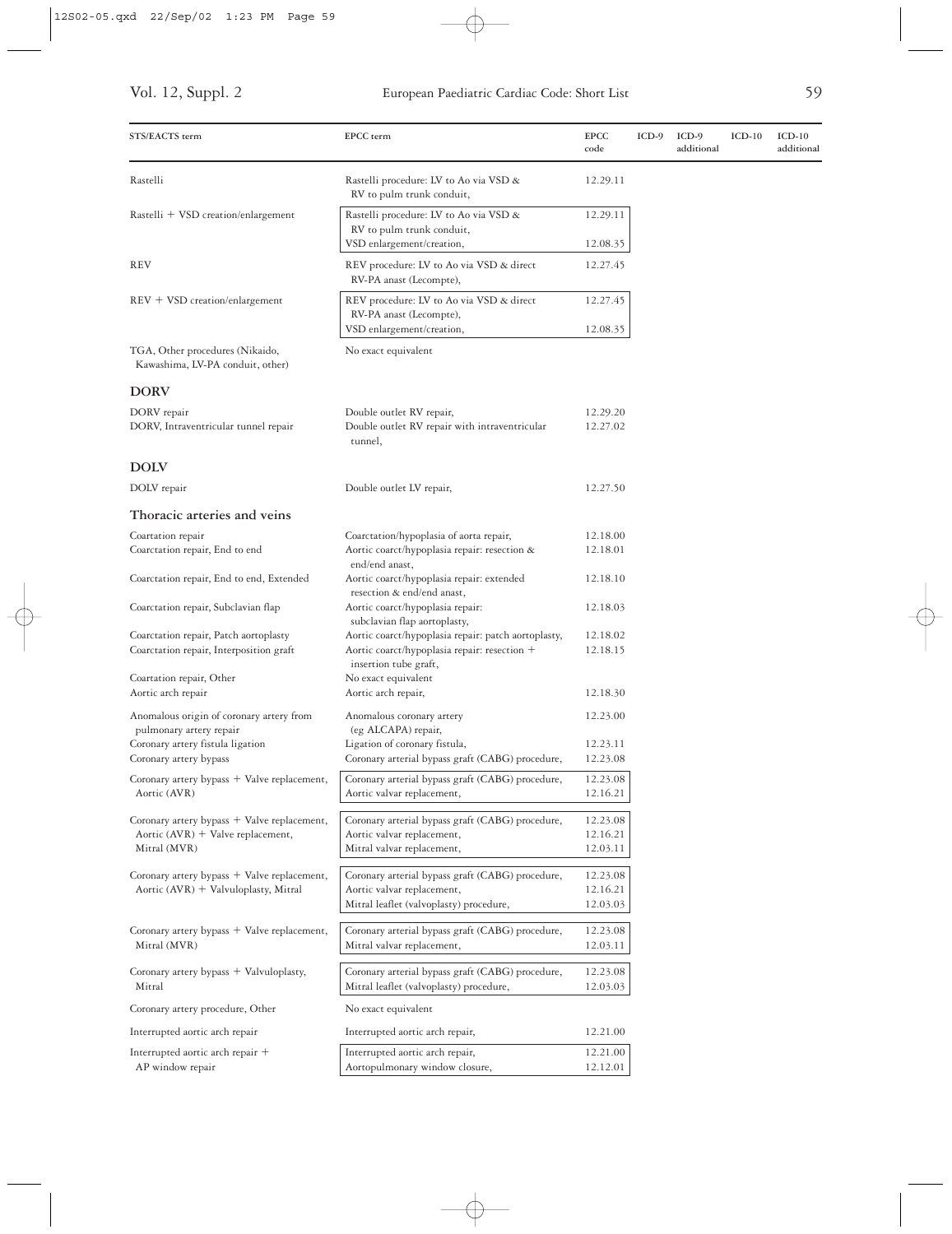| STS/EACTS term | EPCC term | EPCC code | ICD-9 | ICD-9 additional | ICD-10 | ICD-10 additional |
|---|---|---|---|---|---|---|
| Rastelli | Rastelli procedure: LV to Ao via VSD & RV to pulm trunk conduit, | 12.29.11 | | | | |
| Rastelli + VSD creation/enlargement | Rastelli procedure: LV to Ao via VSD & RV to pulm trunk conduit,<br>VSD enlargement/creation, | 12.29.11<br>12.08.35 | | | | |
| REV | REV procedure: LV to Ao via VSD & direct RV-PA anast (Lecompte), | 12.27.45 | | | | |
| REV + VSD creation/enlargement | REV procedure: LV to Ao via VSD & direct RV-PA anast (Lecompte),<br>VSD enlargement/creation, | 12.27.45<br>12.08.35 | | | | |
| TGA, Other procedures (Nikaido, Kawashima, LV-PA conduit, other) | No exact equivalent | | | | | |
| **DORV** | | | | | | |
| DORV repair | Double outlet RV repair, | 12.29.20 | | | | |
| DORV, Intraventricular tunnel repair | Double outlet RV repair with intraventricular tunnel, | 12.27.02 | | | | |
| **DOLV** | | | | | | |
| DOLV repair | Double outlet LV repair, | 12.27.50 | | | | |
| **Thoracic arteries and veins** | | | | | | |
| Coartation repair | Coarctation/hypoplasia of aorta repair, | 12.18.00 | | | | |
| Coarctation repair, End to end | Aortic coarct/hypoplasia repair: resection & end/end anast, | 12.18.01 | | | | |
| Coarctation repair, End to end, Extended | Aortic coarct/hypoplasia repair: extended resection & end/end anast, | 12.18.10 | | | | |
| Coarctation repair, Subclavian flap | Aortic coarct/hypoplasia repair: subclavian flap aortoplasty, | 12.18.03 | | | | |
| Coarctation repair, Patch aortoplasty | Aortic coarct/hypoplasia repair: patch aortoplasty, | 12.18.02 | | | | |
| Coarctation repair, Interposition graft | Aortic coarct/hypoplasia repair: resection + insertion tube graft, | 12.18.15 | | | | |
| Coartation repair, Other | No exact equivalent | | | | | |
| Aortic arch repair | Aortic arch repair, | 12.18.30 | | | | |
| Anomalous origin of coronary artery from pulmonary artery repair | Anomalous coronary artery (eg ALCAPA) repair, | 12.23.00 | | | | |
| Coronary artery fistula ligation | Ligation of coronary fistula, | 12.23.11 | | | | |
| Coronary artery bypass | Coronary arterial bypass graft (CABG) procedure, | 12.23.08 | | | | |
| Coronary artery bypass + Valve replacement, Aortic (AVR) | Coronary arterial bypass graft (CABG) procedure,<br>Aortic valvar replacement, | 12.23.08<br>12.16.21 | | | | |
| Coronary artery bypass + Valve replacement, Aortic (AVR) + Valve replacement, Mitral (MVR) | Coronary arterial bypass graft (CABG) procedure,<br>Aortic valvar replacement,<br>Mitral valvar replacement, | 12.23.08<br>12.16.21<br>12.03.11 | | | | |
| Coronary artery bypass + Valve replacement, Aortic (AVR) + Valvuloplasty, Mitral | Coronary arterial bypass graft (CABG) procedure,<br>Aortic valvar replacement,<br>Mitral leaflet (valvoplasty) procedure, | 12.23.08<br>12.16.21<br>12.03.03 | | | | |
| Coronary artery bypass + Valve replacement, Mitral (MVR) | Coronary arterial bypass graft (CABG) procedure,<br>Mitral valvar replacement, | 12.23.08<br>12.03.11 | | | | |
| Coronary artery bypass + Valvuloplasty, Mitral | Coronary arterial bypass graft (CABG) procedure,<br>Mitral leaflet (valvoplasty) procedure, | 12.23.08<br>12.03.03 | | | | |
| Coronary artery procedure, Other | No exact equivalent | | | | | |
| Interrupted aortic arch repair | Interrupted aortic arch repair, | 12.21.00 | | | | |
| Interrupted aortic arch repair + AP window repair | Interrupted aortic arch repair,<br>Aortopulmonary window closure, | 12.21.00<br>12.12.01 | | | | |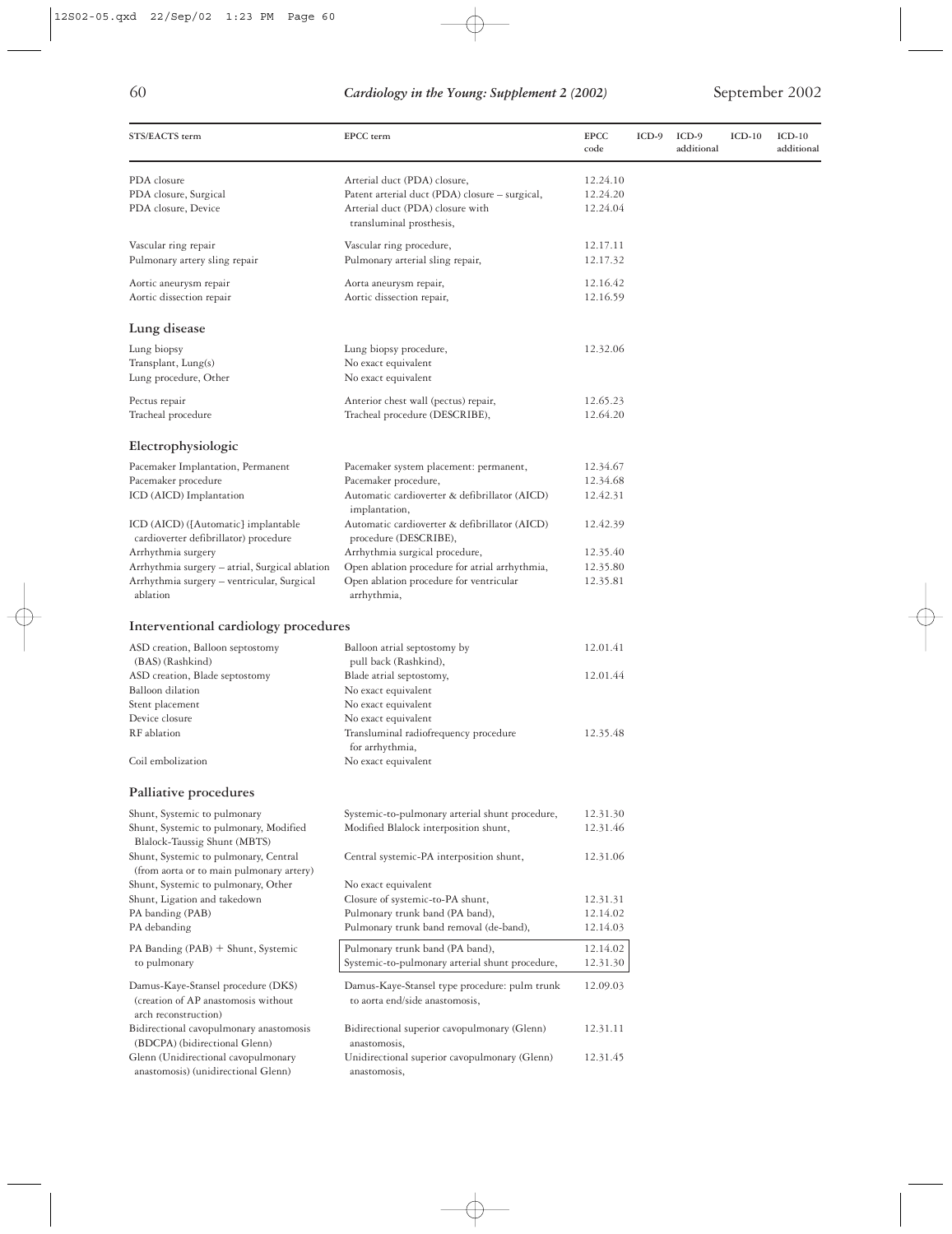| STS/EACTS term | EPCC term | EPCC code | ICD-9 | ICD-9 additional | ICD-10 | ICD-10 additional |
|---|---|---|---|---|---|---|
| PDA closure | Arterial duct (PDA) closure, | 12.24.10 | | | | |
| PDA closure, Surgical | Patent arterial duct (PDA) closure – surgical, | 12.24.20 | | | | |
| PDA closure, Device | Arterial duct (PDA) closure with transluminal prosthesis, | 12.24.04 | | | | |
| Vascular ring repair | Vascular ring procedure, | 12.17.11 | | | | |
| Pulmonary artery sling repair | Pulmonary arterial sling repair, | 12.17.32 | | | | |
| Aortic aneurysm repair | Aorta aneurysm repair, | 12.16.42 | | | | |
| Aortic dissection repair | Aortic dissection repair, | 12.16.59 | | | | |
| **Lung disease** | | | | | | |
| Lung biopsy | Lung biopsy procedure, | 12.32.06 | | | | |
| Transplant, Lung(s) | No exact equivalent | | | | | |
| Lung procedure, Other | No exact equivalent | | | | | |
| Pectus repair | Anterior chest wall (pectus) repair, | 12.65.23 | | | | |
| Tracheal procedure | Tracheal procedure (DESCRIBE), | 12.64.20 | | | | |
| **Electrophysiologic** | | | | | | |
| Pacemaker Implantation, Permanent | Pacemaker system placement: permanent, | 12.34.67 | | | | |
| Pacemaker procedure | Pacemaker procedure, | 12.34.68 | | | | |
| ICD (AICD) Implantation | Automatic cardioverter & defibrillator (AICD) implantation, | 12.42.31 | | | | |
| ICD (AICD) ([Automatic] implantable cardioverter defibrillator) procedure | Automatic cardioverter & defibrillator (AICD) procedure (DESCRIBE), | 12.42.39 | | | | |
| Arrhythmia surgery | Arrhythmia surgical procedure, | 12.35.40 | | | | |
| Arrhythmia surgery – atrial, Surgical ablation | Open ablation procedure for atrial arrhythmia, | 12.35.80 | | | | |
| Arrhythmia surgery – ventricular, Surgical ablation | Open ablation procedure for ventricular arrhythmia, | 12.35.81 | | | | |
| **Interventional cardiology procedures** | | | | | | |
| ASD creation, Balloon septostomy (BAS) (Rashkind) | Balloon atrial septostomy by pull back (Rashkind), | 12.01.41 | | | | |
| ASD creation, Blade septostomy | Blade atrial septostomy, | 12.01.44 | | | | |
| Balloon dilation | No exact equivalent | | | | | |
| Stent placement | No exact equivalent | | | | | |
| Device closure | No exact equivalent | | | | | |
| RF ablation | Transluminal radiofrequency procedure for arrhythmia, | 12.35.48 | | | | |
| Coil embolization | No exact equivalent | | | | | |
| **Palliative procedures** | | | | | | |
| Shunt, Systemic to pulmonary | Systemic-to-pulmonary arterial shunt procedure, | 12.31.30 | | | | |
| Shunt, Systemic to pulmonary, Modified Blalock-Taussig Shunt (MBTS) | Modified Blalock interposition shunt, | 12.31.46 | | | | |
| Shunt, Systemic to pulmonary, Central (from aorta or to main pulmonary artery) | Central systemic-PA interposition shunt, | 12.31.06 | | | | |
| Shunt, Systemic to pulmonary, Other | No exact equivalent | | | | | |
| Shunt, Ligation and takedown | Closure of systemic-to-PA shunt, | 12.31.31 | | | | |
| PA banding (PAB) | Pulmonary trunk band (PA band), | 12.14.02 | | | | |
| PA debanding | Pulmonary trunk band removal (de-band), | 12.14.03 | | | | |
| PA Banding (PAB) + Shunt, Systemic to pulmonary | Pulmonary trunk band (PA band), Systemic-to-pulmonary arterial shunt procedure, | 12.14.02 12.31.30 | | | | |
| Damus-Kaye-Stansel procedure (DKS) (creation of AP anastomosis without arch reconstruction) | Damus-Kaye-Stansel type procedure: pulm trunk to aorta end/side anastomosis, | 12.09.03 | | | | |
| Bidirectional cavopulmonary anastomosis (BDCPA) (bidirectional Glenn) | Bidirectional superior cavopulmonary (Glenn) anastomosis, | 12.31.11 | | | | |
| Glenn (Unidirectional cavopulmonary anastomosis) (unidirectional Glenn) | Unidirectional superior cavopulmonary (Glenn) anastomosis, | 12.31.45 | | | | |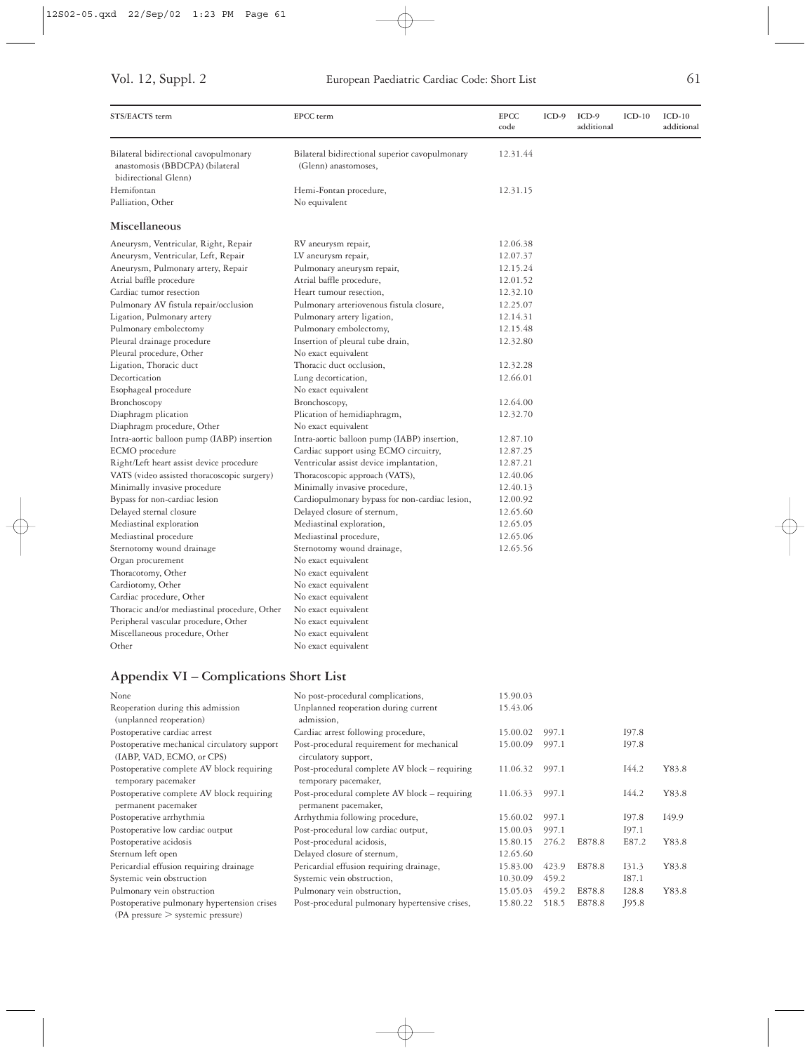| STS/EACTS term | EPCC term | EPCC code | ICD-9 | ICD-9 additional | ICD-10 | ICD-10 additional |
|---|---|---|---|---|---|---|
| Bilateral bidirectional cavopulmonary anastomosis (BBDCPA) (bilateral bidirectional Glenn) | Bilateral bidirectional superior cavopulmonary (Glenn) anastomoses, | 12.31.44 | | | | |
| Hemifontan | Hemi-Fontan procedure, | 12.31.15 | | | | |
| Palliation, Other | No equivalent | | | | | |

### Miscellaneous

| STS/EACTS term | EPCC term | EPCC code | ICD-9 | ICD-9 additional | ICD-10 | ICD-10 additional |
|---|---|---|---|---|---|---|
| Aneurysm, Ventricular, Right, Repair | RV aneurysm repair, | 12.06.38 | | | | |
| Aneurysm, Ventricular, Left, Repair | LV aneurysm repair, | 12.07.37 | | | | |
| Aneurysm, Pulmonary artery, Repair | Pulmonary aneurysm repair, | 12.15.24 | | | | |
| Atrial baffle procedure | Atrial baffle procedure, | 12.01.52 | | | | |
| Cardiac tumor resection | Heart tumour resection, | 12.32.10 | | | | |
| Pulmonary AV fistula repair/occlusion | Pulmonary arteriovenous fistula closure, | 12.25.07 | | | | |
| Ligation, Pulmonary artery | Pulmonary artery ligation, | 12.14.31 | | | | |
| Pulmonary embolectomy | Pulmonary embolectomy, | 12.15.48 | | | | |
| Pleural drainage procedure | Insertion of pleural tube drain, | 12.32.80 | | | | |
| Pleural procedure, Other | No exact equivalent | | | | | |
| Ligation, Thoracic duct | Thoracic duct occlusion, | 12.32.28 | | | | |
| Decortication | Lung decortication, | 12.66.01 | | | | |
| Esophageal procedure | No exact equivalent | | | | | |
| Bronchoscopy | Bronchoscopy, | 12.64.00 | | | | |
| Diaphragm plication | Plication of hemidiaphragm, | 12.32.70 | | | | |
| Diaphragm procedure, Other | No exact equivalent | | | | | |
| Intra-aortic balloon pump (IABP) insertion | Intra-aortic balloon pump (IABP) insertion, | 12.87.10 | | | | |
| ECMO procedure | Cardiac support using ECMO circuitry, | 12.87.25 | | | | |
| Right/Left heart assist device procedure | Ventricular assist device implantation, | 12.87.21 | | | | |
| VATS (video assisted thoracoscopic surgery) | Thoracoscopic approach (VATS), | 12.40.06 | | | | |
| Minimally invasive procedure | Minimally invasive procedure, | 12.40.13 | | | | |
| Bypass for non-cardiac lesion | Cardiopulmonary bypass for non-cardiac lesion, | 12.00.92 | | | | |
| Delayed sternal closure | Delayed closure of sternum, | 12.65.60 | | | | |
| Mediastinal exploration | Mediastinal exploration, | 12.65.05 | | | | |
| Mediastinal procedure | Mediastinal procedure, | 12.65.06 | | | | |
| Sternotomy wound drainage | Sternotomy wound drainage, | 12.65.56 | | | | |
| Organ procurement | No exact equivalent | | | | | |
| Thoracotomy, Other | No exact equivalent | | | | | |
| Cardiotomy, Other | No exact equivalent | | | | | |
| Cardiac procedure, Other | No exact equivalent | | | | | |
| Thoracic and/or mediastinal procedure, Other | No exact equivalent | | | | | |
| Peripheral vascular procedure, Other | No exact equivalent | | | | | |
| Miscellaneous procedure, Other | No exact equivalent | | | | | |
| Other | No exact equivalent | | | | | |

## Appendix VI – Complications Short List

| STS/EACTS term | EPCC term | EPCC code | ICD-9 | ICD-9 additional | ICD-10 | ICD-10 additional |
|---|---|---|---|---|---|---|
| None | No post-procedural complications, | 15.90.03 | | | | |
| Reoperation during this admission (unplanned reoperation) | Unplanned reoperation during current admission, | 15.43.06 | | | | |
| Postoperative cardiac arrest | Cardiac arrest following procedure, | 15.00.02 | 997.1 | | I97.8 | |
| Postoperative mechanical circulatory support (IABP, VAD, ECMO, or CPS) | Post-procedural requirement for mechanical circulatory support, | 15.00.09 | 997.1 | | I97.8 | |
| Postoperative complete AV block requiring temporary pacemaker | Post-procedural complete AV block – requiring temporary pacemaker, | 11.06.32 | 997.1 | | I44.2 | Y83.8 |
| Postoperative complete AV block requiring permanent pacemaker | Post-procedural complete AV block – requiring permanent pacemaker, | 11.06.33 | 997.1 | | I44.2 | Y83.8 |
| Postoperative arrhythmia | Arrhythmia following procedure, | 15.60.02 | 997.1 | | I97.8 | I49.9 |
| Postoperative low cardiac output | Post-procedural low cardiac output, | 15.00.03 | 997.1 | | I97.1 | |
| Postoperative acidosis | Post-procedural acidosis, | 15.80.15 | 276.2 | E878.8 | E87.2 | Y83.8 |
| Sternum left open | Delayed closure of sternum, | 12.65.60 | | | | |
| Pericardial effusion requiring drainage | Pericardial effusion requiring drainage, | 15.83.00 | 423.9 | E878.8 | I31.3 | Y83.8 |
| Systemic vein obstruction | Systemic vein obstruction, | 10.30.09 | 459.2 | | I87.1 | |
| Pulmonary vein obstruction | Pulmonary vein obstruction, | 15.05.03 | 459.2 | E878.8 | I28.8 | Y83.8 |
| Postoperative pulmonary hypertension crises (PA pressure > systemic pressure) | Post-procedural pulmonary hypertensive crises, | 15.80.22 | 518.5 | E878.8 | J95.8 | |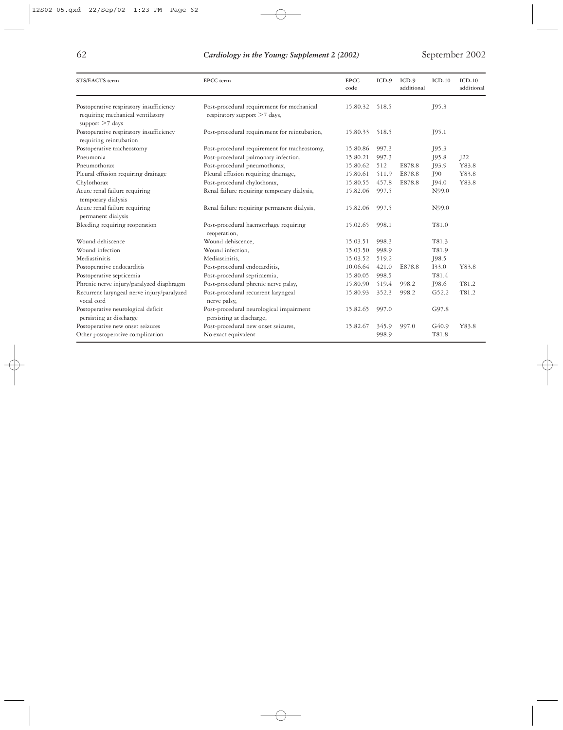| STS/EACTS term | EPCC term | EPCC code | ICD-9 | ICD-9 additional | ICD-10 | ICD-10 additional |
|---|---|---|---|---|---|---|
| Postoperative respiratory insufficiency requiring mechanical ventilatory support >7 days | Post-procedural requirement for mechanical respiratory support >7 days, | 15.80.32 | 518.5 | | J95.3 | |
| Postoperative respiratory insufficiency requiring reintubation | Post-procedural requirement for reintubation, | 15.80.33 | 518.5 | | J95.1 | |
| Postoperative tracheostomy | Post-procedural requirement for tracheostomy, | 15.80.86 | 997.3 | | J95.3 | |
| Pneumonia | Post-procedural pulmonary infection, | 15.80.21 | 997.3 | | J95.8 | J22 |
| Pneumothorax | Post-procedural pneumothorax, | 15.80.62 | 512 | E878.8 | J93.9 | Y83.8 |
| Pleural effusion requiring drainage | Pleural effusion requiring drainage, | 15.80.61 | 511.9 | E878.8 | J90 | Y83.8 |
| Chylothorax | Post-procedural chylothorax, | 15.80.55 | 457.8 | E878.8 | J94.0 | Y83.8 |
| Acute renal failure requiring temporary dialysis | Renal failure requiring temporary dialysis, | 15.82.06 | 997.5 | | N99.0 | |
| Acute renal failure requiring permanent dialysis | Renal failure requiring permanent dialysis, | 15.82.06 | 997.5 | | N99.0 | |
| Bleeding requiring reoperation | Post-procedural haemorrhage requiring reoperation, | 15.02.65 | 998.1 | | T81.0 | |
| Wound dehiscence | Wound dehiscence, | 15.03.51 | 998.3 | | T81.3 | |
| Wound infection | Wound infection, | 15.03.50 | 998.9 | | T81.9 | |
| Mediastinitis | Mediastinitis, | 15.03.52 | 519.2 | | J98.5 | |
| Postoperative endocarditis | Post-procedural endocarditis, | 10.06.64 | 421.0 | E878.8 | I33.0 | Y83.8 |
| Postoperative septicemia | Post-procedural septicaemia, | 15.80.05 | 998.5 | | T81.4 | |
| Phrenic nerve injury/paralyzed diaphragm | Post-procedural phrenic nerve palsy, | 15.80.90 | 519.4 | 998.2 | J98.6 | T81.2 |
| Recurrent laryngeal nerve injury/paralyzed vocal cord | Post-procedural recurrent laryngeal nerve palsy, | 15.80.93 | 352.3 | 998.2 | G52.2 | T81.2 |
| Postoperative neurological deficit persisting at discharge | Post-procedural neurological impairment persisting at discharge, | 15.82.65 | 997.0 | | G97.8 | |
| Postoperative new onset seizures | Post-procedural new onset seizures, | 15.82.67 | 345.9 | 997.0 | G40.9 | Y83.8 |
| Other postoperative complication | No exact equivalent | | 998.9 | | T81.8 | |